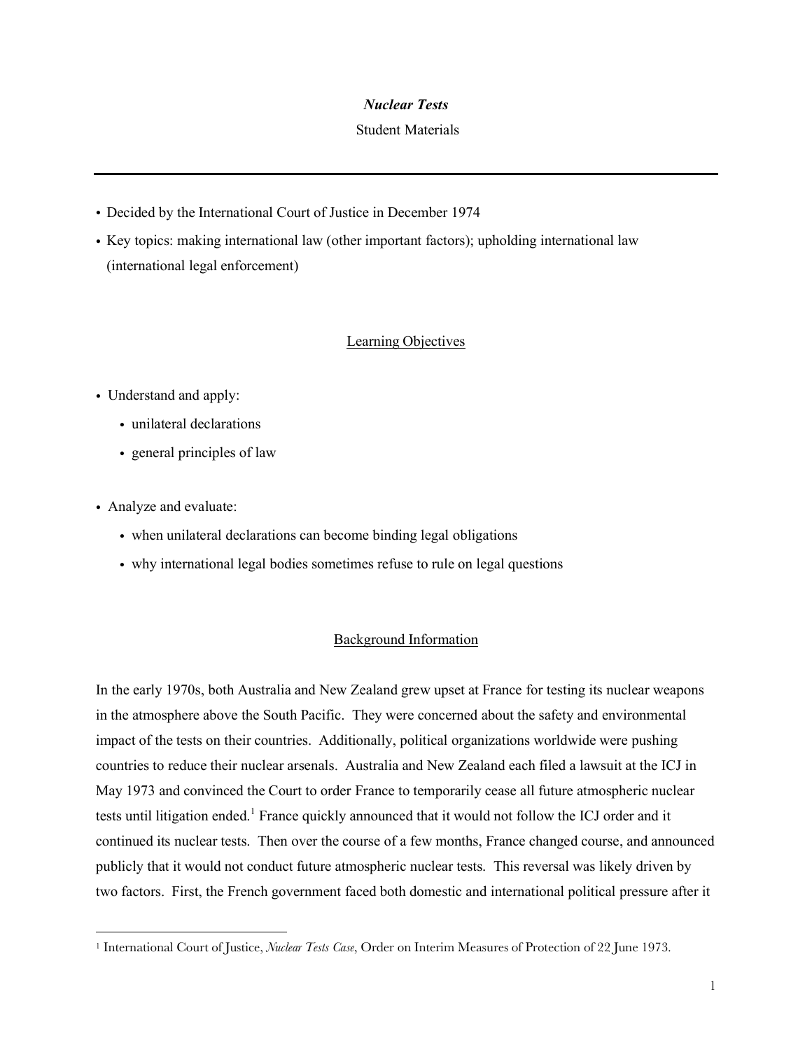# *Nuclear Tests*

Student Materials

---

- Decided by the International Court of Justice in December 1974
- Key topics: making international law (other important factors); upholding international law (international legal enforcement)

## Learning Objectives

- Understand and apply:
  - unilateral declarations
  - general principles of law

- Analyze and evaluate:
  - when unilateral declarations can become binding legal obligations
  - why international legal bodies sometimes refuse to rule on legal questions

## Background Information

In the early 1970s, both Australia and New Zealand grew upset at France for testing its nuclear weapons in the atmosphere above the South Pacific. They were concerned about the safety and environmental impact of the tests on their countries. Additionally, political organizations worldwide were pushing countries to reduce their nuclear arsenals. Australia and New Zealand each filed a lawsuit at the ICJ in May 1973 and convinced the Court to order France to temporarily cease all future atmospheric nuclear tests until litigation ended.[1] France quickly announced that it would not follow the ICJ order and it continued its nuclear tests. Then over the course of a few months, France changed course, and announced publicly that it would not conduct future atmospheric nuclear tests. This reversal was likely driven by two factors. First, the French government faced both domestic and international political pressure after it

[1] International Court of Justice, *Nuclear Tests Case*, Order on Interim Measures of Protection of 22 June 1973.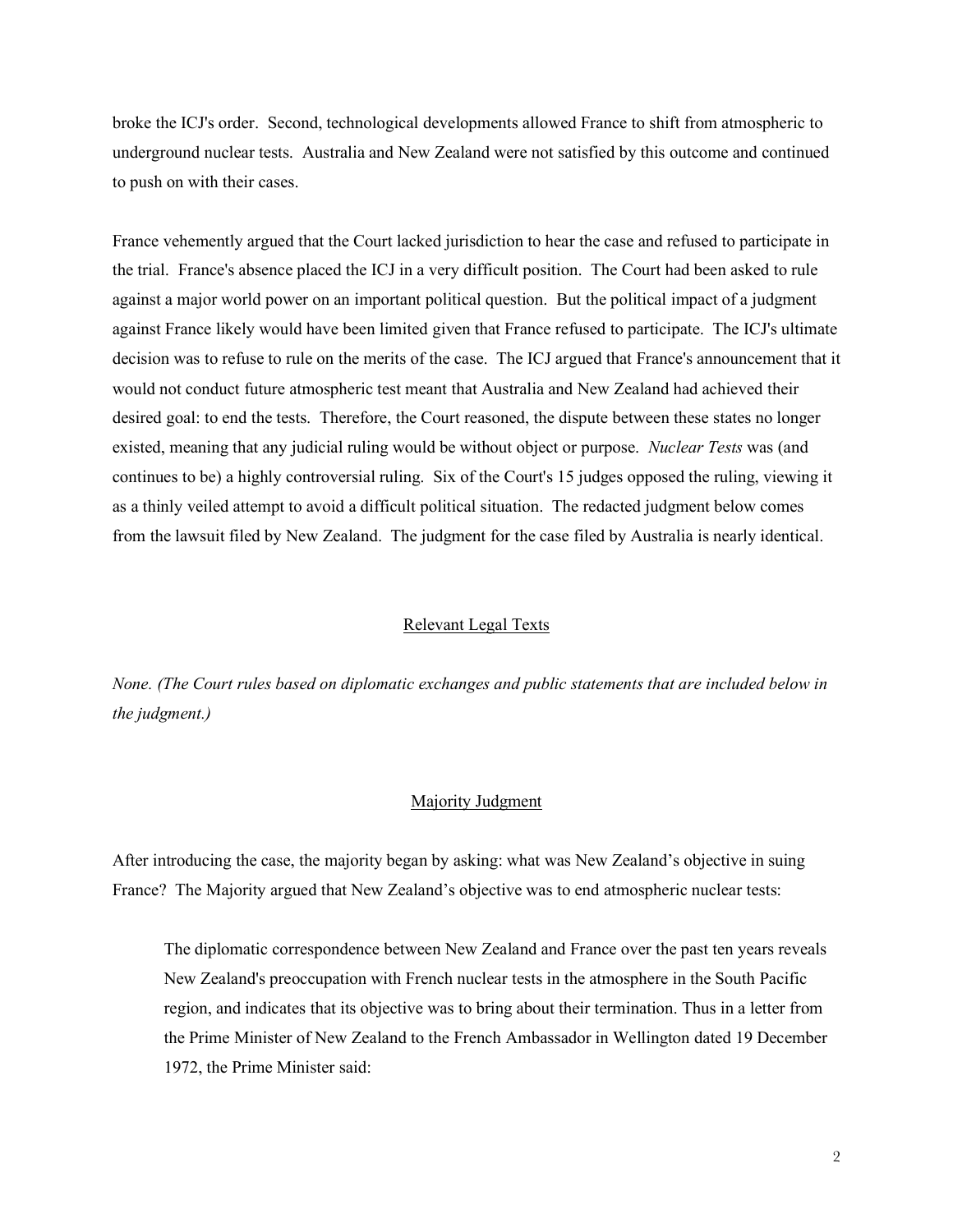broke the ICJ's order. Second, technological developments allowed France to shift from atmospheric to underground nuclear tests. Australia and New Zealand were not satisfied by this outcome and continued to push on with their cases.

France vehemently argued that the Court lacked jurisdiction to hear the case and refused to participate in the trial. France's absence placed the ICJ in a very difficult position. The Court had been asked to rule against a major world power on an important political question. But the political impact of a judgment against France likely would have been limited given that France refused to participate. The ICJ's ultimate decision was to refuse to rule on the merits of the case. The ICJ argued that France's announcement that it would not conduct future atmospheric test meant that Australia and New Zealand had achieved their desired goal: to end the tests. Therefore, the Court reasoned, the dispute between these states no longer existed, meaning that any judicial ruling would be without object or purpose. *Nuclear Tests* was (and continues to be) a highly controversial ruling. Six of the Court's 15 judges opposed the ruling, viewing it as a thinly veiled attempt to avoid a difficult political situation. The redacted judgment below comes from the lawsuit filed by New Zealand. The judgment for the case filed by Australia is nearly identical.

## Relevant Legal Texts

*None. (The Court rules based on diplomatic exchanges and public statements that are included below in the judgment.)*

## Majority Judgment

After introducing the case, the majority began by asking: what was New Zealand's objective in suing France? The Majority argued that New Zealand's objective was to end atmospheric nuclear tests:

> The diplomatic correspondence between New Zealand and France over the past ten years reveals New Zealand's preoccupation with French nuclear tests in the atmosphere in the South Pacific region, and indicates that its objective was to bring about their termination. Thus in a letter from the Prime Minister of New Zealand to the French Ambassador in Wellington dated 19 December 1972, the Prime Minister said: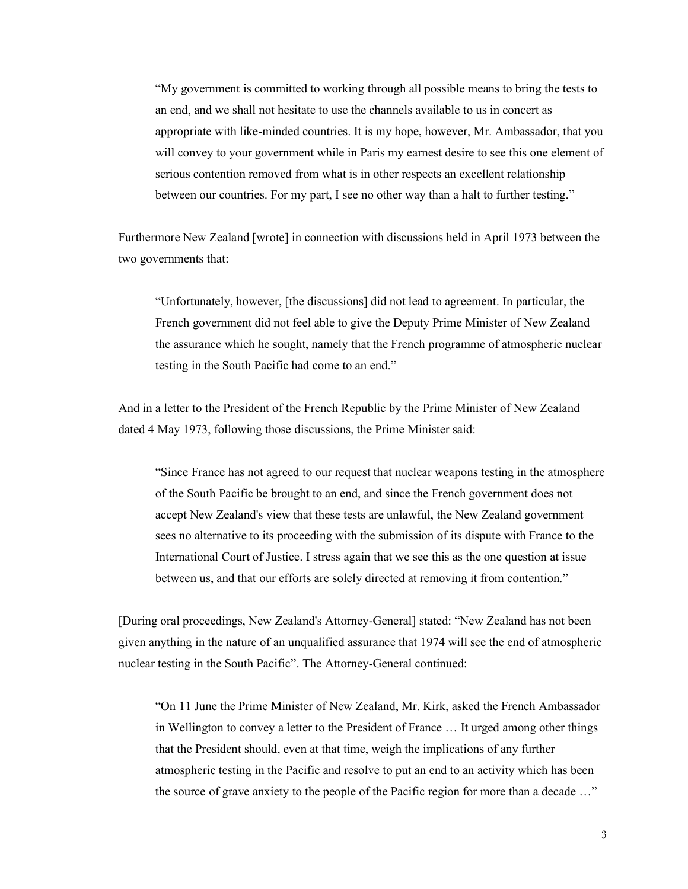> "My government is committed to working through all possible means to bring the tests to an end, and we shall not hesitate to use the channels available to us in concert as appropriate with like-minded countries. It is my hope, however, Mr. Ambassador, that you will convey to your government while in Paris my earnest desire to see this one element of serious contention removed from what is in other respects an excellent relationship between our countries. For my part, I see no other way than a halt to further testing."

Furthermore New Zealand [wrote] in connection with discussions held in April 1973 between the two governments that:

> "Unfortunately, however, [the discussions] did not lead to agreement. In particular, the French government did not feel able to give the Deputy Prime Minister of New Zealand the assurance which he sought, namely that the French programme of atmospheric nuclear testing in the South Pacific had come to an end."

And in a letter to the President of the French Republic by the Prime Minister of New Zealand dated 4 May 1973, following those discussions, the Prime Minister said:

> "Since France has not agreed to our request that nuclear weapons testing in the atmosphere of the South Pacific be brought to an end, and since the French government does not accept New Zealand's view that these tests are unlawful, the New Zealand government sees no alternative to its proceeding with the submission of its dispute with France to the International Court of Justice. I stress again that we see this as the one question at issue between us, and that our efforts are solely directed at removing it from contention."

[During oral proceedings, New Zealand's Attorney-General] stated: "New Zealand has not been given anything in the nature of an unqualified assurance that 1974 will see the end of atmospheric nuclear testing in the South Pacific". The Attorney-General continued:

> "On 11 June the Prime Minister of New Zealand, Mr. Kirk, asked the French Ambassador in Wellington to convey a letter to the President of France … It urged among other things that the President should, even at that time, weigh the implications of any further atmospheric testing in the Pacific and resolve to put an end to an activity which has been the source of grave anxiety to the people of the Pacific region for more than a decade …"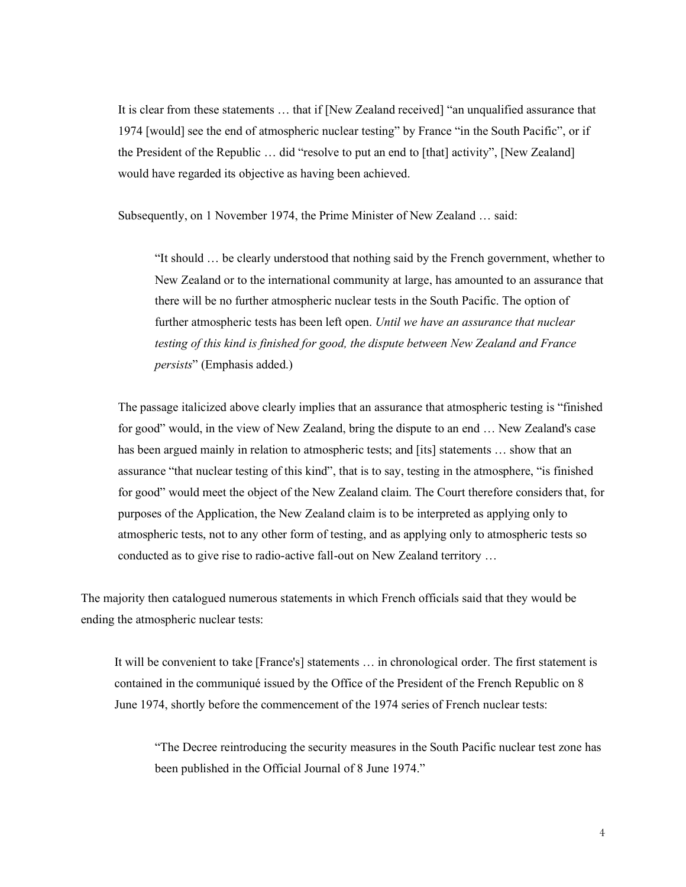> It is clear from these statements … that if [New Zealand received] "an unqualified assurance that 1974 [would] see the end of atmospheric nuclear testing" by France "in the South Pacific", or if the President of the Republic … did "resolve to put an end to [that] activity", [New Zealand] would have regarded its objective as having been achieved.
>
> Subsequently, on 1 November 1974, the Prime Minister of New Zealand … said:
>
> > "It should … be clearly understood that nothing said by the French government, whether to New Zealand or to the international community at large, has amounted to an assurance that there will be no further atmospheric nuclear tests in the South Pacific. The option of further atmospheric tests has been left open. *Until we have an assurance that nuclear testing of this kind is finished for good, the dispute between New Zealand and France persists*" (Emphasis added.)
>
> The passage italicized above clearly implies that an assurance that atmospheric testing is "finished for good" would, in the view of New Zealand, bring the dispute to an end … New Zealand's case has been argued mainly in relation to atmospheric tests; and [its] statements … show that an assurance "that nuclear testing of this kind", that is to say, testing in the atmosphere, "is finished for good" would meet the object of the New Zealand claim. The Court therefore considers that, for purposes of the Application, the New Zealand claim is to be interpreted as applying only to atmospheric tests, not to any other form of testing, and as applying only to atmospheric tests so conducted as to give rise to radio-active fall-out on New Zealand territory …

The majority then catalogued numerous statements in which French officials said that they would be ending the atmospheric nuclear tests:

> It will be convenient to take [France's] statements … in chronological order. The first statement is contained in the communiqué issued by the Office of the President of the French Republic on 8 June 1974, shortly before the commencement of the 1974 series of French nuclear tests:
>
> > "The Decree reintroducing the security measures in the South Pacific nuclear test zone has been published in the Official Journal of 8 June 1974."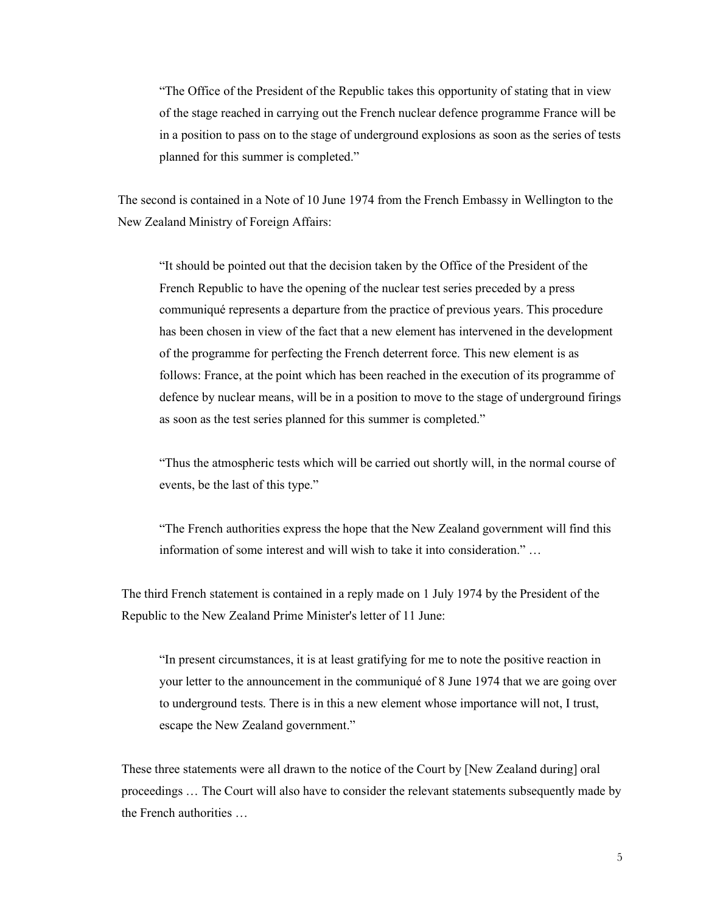> "The Office of the President of the Republic takes this opportunity of stating that in view of the stage reached in carrying out the French nuclear defence programme France will be in a position to pass on to the stage of underground explosions as soon as the series of tests planned for this summer is completed."

The second is contained in a Note of 10 June 1974 from the French Embassy in Wellington to the New Zealand Ministry of Foreign Affairs:

> "It should be pointed out that the decision taken by the Office of the President of the French Republic to have the opening of the nuclear test series preceded by a press communiqué represents a departure from the practice of previous years. This procedure has been chosen in view of the fact that a new element has intervened in the development of the programme for perfecting the French deterrent force. This new element is as follows: France, at the point which has been reached in the execution of its programme of defence by nuclear means, will be in a position to move to the stage of underground firings as soon as the test series planned for this summer is completed."
>
> "Thus the atmospheric tests which will be carried out shortly will, in the normal course of events, be the last of this type."
>
> "The French authorities express the hope that the New Zealand government will find this information of some interest and will wish to take it into consideration." …

The third French statement is contained in a reply made on 1 July 1974 by the President of the Republic to the New Zealand Prime Minister's letter of 11 June:

> "In present circumstances, it is at least gratifying for me to note the positive reaction in your letter to the announcement in the communiqué of 8 June 1974 that we are going over to underground tests. There is in this a new element whose importance will not, I trust, escape the New Zealand government."

These three statements were all drawn to the notice of the Court by [New Zealand during] oral proceedings … The Court will also have to consider the relevant statements subsequently made by the French authorities …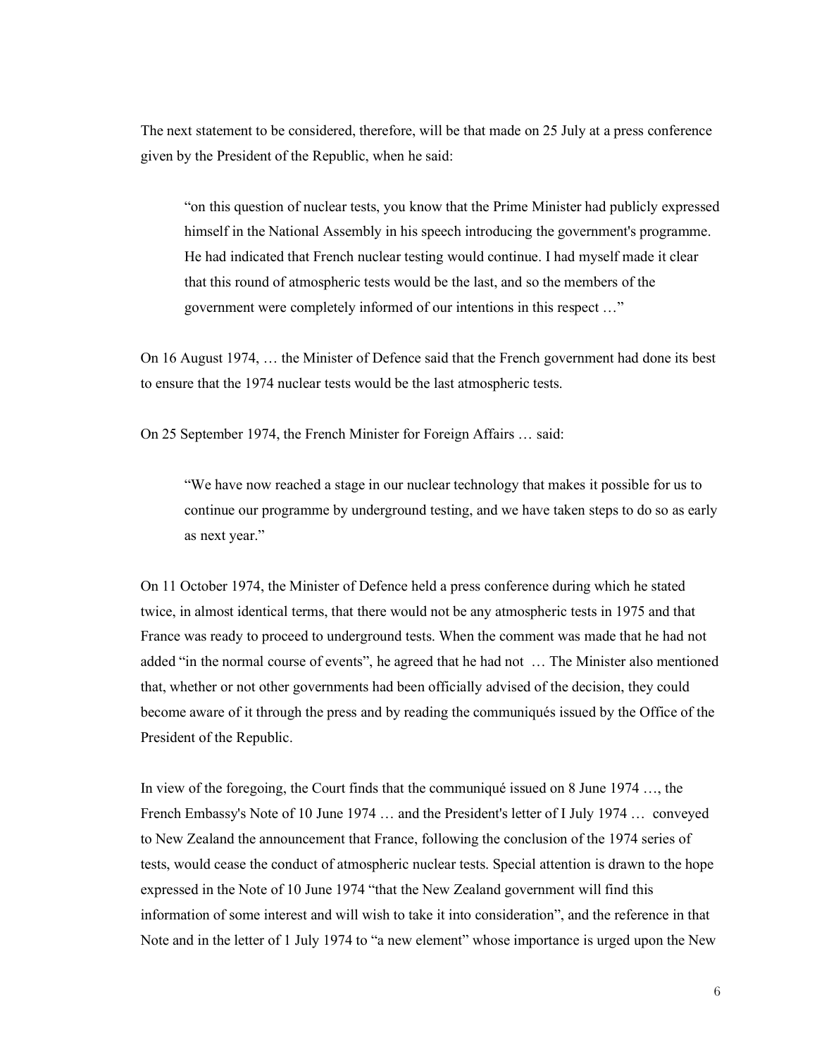The next statement to be considered, therefore, will be that made on 25 July at a press conference given by the President of the Republic, when he said:

> "on this question of nuclear tests, you know that the Prime Minister had publicly expressed himself in the National Assembly in his speech introducing the government's programme. He had indicated that French nuclear testing would continue. I had myself made it clear that this round of atmospheric tests would be the last, and so the members of the government were completely informed of our intentions in this respect …"

On 16 August 1974, … the Minister of Defence said that the French government had done its best to ensure that the 1974 nuclear tests would be the last atmospheric tests.

On 25 September 1974, the French Minister for Foreign Affairs … said:

> "We have now reached a stage in our nuclear technology that makes it possible for us to continue our programme by underground testing, and we have taken steps to do so as early as next year."

On 11 October 1974, the Minister of Defence held a press conference during which he stated twice, in almost identical terms, that there would not be any atmospheric tests in 1975 and that France was ready to proceed to underground tests. When the comment was made that he had not added "in the normal course of events", he agreed that he had not … The Minister also mentioned that, whether or not other governments had been officially advised of the decision, they could become aware of it through the press and by reading the communiqués issued by the Office of the President of the Republic.

In view of the foregoing, the Court finds that the communiqué issued on 8 June 1974 …, the French Embassy's Note of 10 June 1974 … and the President's letter of I July 1974 … conveyed to New Zealand the announcement that France, following the conclusion of the 1974 series of tests, would cease the conduct of atmospheric nuclear tests. Special attention is drawn to the hope expressed in the Note of 10 June 1974 "that the New Zealand government will find this information of some interest and will wish to take it into consideration", and the reference in that Note and in the letter of 1 July 1974 to "a new element" whose importance is urged upon the New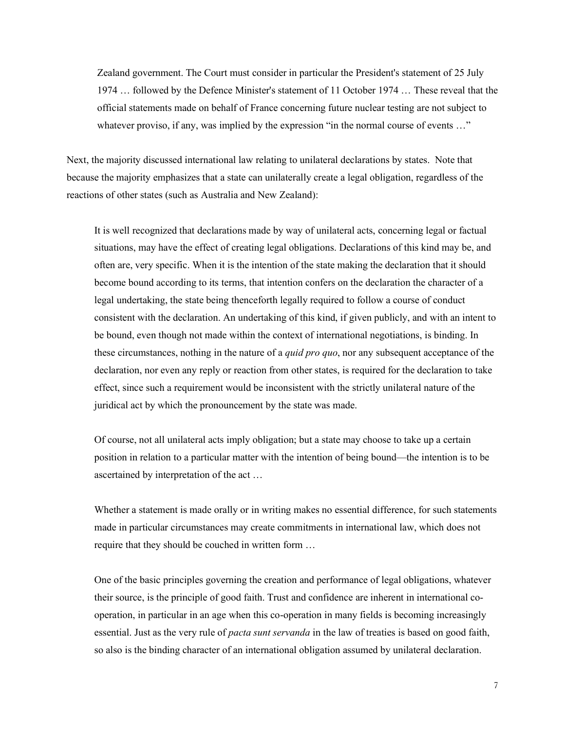> Zealand government. The Court must consider in particular the President's statement of 25 July 1974 … followed by the Defence Minister's statement of 11 October 1974 … These reveal that the official statements made on behalf of France concerning future nuclear testing are not subject to whatever proviso, if any, was implied by the expression "in the normal course of events …"

Next, the majority discussed international law relating to unilateral declarations by states. Note that because the majority emphasizes that a state can unilaterally create a legal obligation, regardless of the reactions of other states (such as Australia and New Zealand):

> It is well recognized that declarations made by way of unilateral acts, concerning legal or factual situations, may have the effect of creating legal obligations. Declarations of this kind may be, and often are, very specific. When it is the intention of the state making the declaration that it should become bound according to its terms, that intention confers on the declaration the character of a legal undertaking, the state being thenceforth legally required to follow a course of conduct consistent with the declaration. An undertaking of this kind, if given publicly, and with an intent to be bound, even though not made within the context of international negotiations, is binding. In these circumstances, nothing in the nature of a *quid pro quo*, nor any subsequent acceptance of the declaration, nor even any reply or reaction from other states, is required for the declaration to take effect, since such a requirement would be inconsistent with the strictly unilateral nature of the juridical act by which the pronouncement by the state was made.
>
> Of course, not all unilateral acts imply obligation; but a state may choose to take up a certain position in relation to a particular matter with the intention of being bound—the intention is to be ascertained by interpretation of the act …
>
> Whether a statement is made orally or in writing makes no essential difference, for such statements made in particular circumstances may create commitments in international law, which does not require that they should be couched in written form …
>
> One of the basic principles governing the creation and performance of legal obligations, whatever their source, is the principle of good faith. Trust and confidence are inherent in international co-operation, in particular in an age when this co-operation in many fields is becoming increasingly essential. Just as the very rule of *pacta sunt servanda* in the law of treaties is based on good faith, so also is the binding character of an international obligation assumed by unilateral declaration.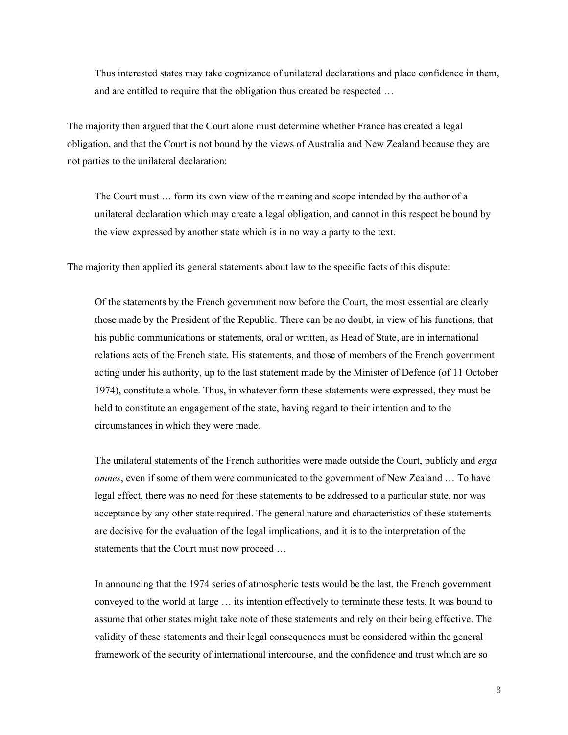> Thus interested states may take cognizance of unilateral declarations and place confidence in them, and are entitled to require that the obligation thus created be respected …

The majority then argued that the Court alone must determine whether France has created a legal obligation, and that the Court is not bound by the views of Australia and New Zealand because they are not parties to the unilateral declaration:

> The Court must … form its own view of the meaning and scope intended by the author of a unilateral declaration which may create a legal obligation, and cannot in this respect be bound by the view expressed by another state which is in no way a party to the text.

The majority then applied its general statements about law to the specific facts of this dispute:

> Of the statements by the French government now before the Court, the most essential are clearly those made by the President of the Republic. There can be no doubt, in view of his functions, that his public communications or statements, oral or written, as Head of State, are in international relations acts of the French state. His statements, and those of members of the French government acting under his authority, up to the last statement made by the Minister of Defence (of 11 October 1974), constitute a whole. Thus, in whatever form these statements were expressed, they must be held to constitute an engagement of the state, having regard to their intention and to the circumstances in which they were made.
>
> The unilateral statements of the French authorities were made outside the Court, publicly and *erga omnes*, even if some of them were communicated to the government of New Zealand … To have legal effect, there was no need for these statements to be addressed to a particular state, nor was acceptance by any other state required. The general nature and characteristics of these statements are decisive for the evaluation of the legal implications, and it is to the interpretation of the statements that the Court must now proceed …
>
> In announcing that the 1974 series of atmospheric tests would be the last, the French government conveyed to the world at large … its intention effectively to terminate these tests. It was bound to assume that other states might take note of these statements and rely on their being effective. The validity of these statements and their legal consequences must be considered within the general framework of the security of international intercourse, and the confidence and trust which are so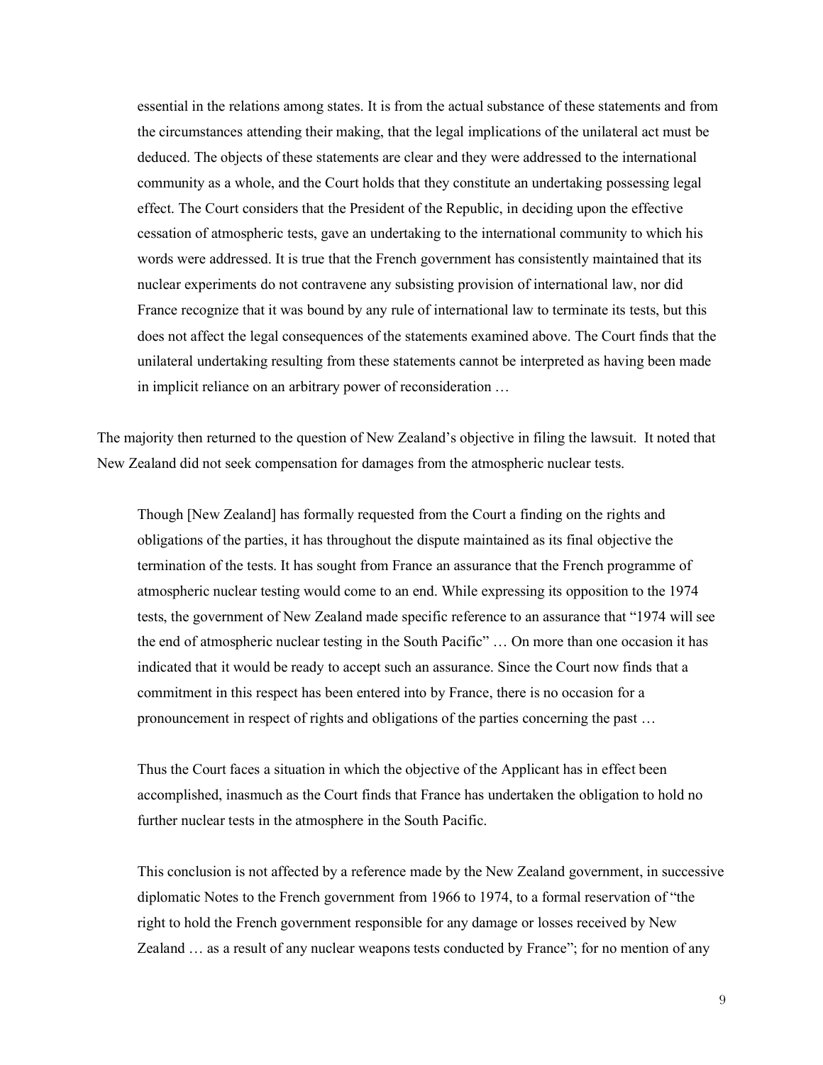essential in the relations among states. It is from the actual substance of these statements and from the circumstances attending their making, that the legal implications of the unilateral act must be deduced. The objects of these statements are clear and they were addressed to the international community as a whole, and the Court holds that they constitute an undertaking possessing legal effect. The Court considers that the President of the Republic, in deciding upon the effective cessation of atmospheric tests, gave an undertaking to the international community to which his words were addressed. It is true that the French government has consistently maintained that its nuclear experiments do not contravene any subsisting provision of international law, nor did France recognize that it was bound by any rule of international law to terminate its tests, but this does not affect the legal consequences of the statements examined above. The Court finds that the unilateral undertaking resulting from these statements cannot be interpreted as having been made in implicit reliance on an arbitrary power of reconsideration …

The majority then returned to the question of New Zealand's objective in filing the lawsuit. It noted that New Zealand did not seek compensation for damages from the atmospheric nuclear tests.

> Though [New Zealand] has formally requested from the Court a finding on the rights and obligations of the parties, it has throughout the dispute maintained as its final objective the termination of the tests. It has sought from France an assurance that the French programme of atmospheric nuclear testing would come to an end. While expressing its opposition to the 1974 tests, the government of New Zealand made specific reference to an assurance that "1974 will see the end of atmospheric nuclear testing in the South Pacific" … On more than one occasion it has indicated that it would be ready to accept such an assurance. Since the Court now finds that a commitment in this respect has been entered into by France, there is no occasion for a pronouncement in respect of rights and obligations of the parties concerning the past …
>
> Thus the Court faces a situation in which the objective of the Applicant has in effect been accomplished, inasmuch as the Court finds that France has undertaken the obligation to hold no further nuclear tests in the atmosphere in the South Pacific.
>
> This conclusion is not affected by a reference made by the New Zealand government, in successive diplomatic Notes to the French government from 1966 to 1974, to a formal reservation of "the right to hold the French government responsible for any damage or losses received by New Zealand … as a result of any nuclear weapons tests conducted by France"; for no mention of any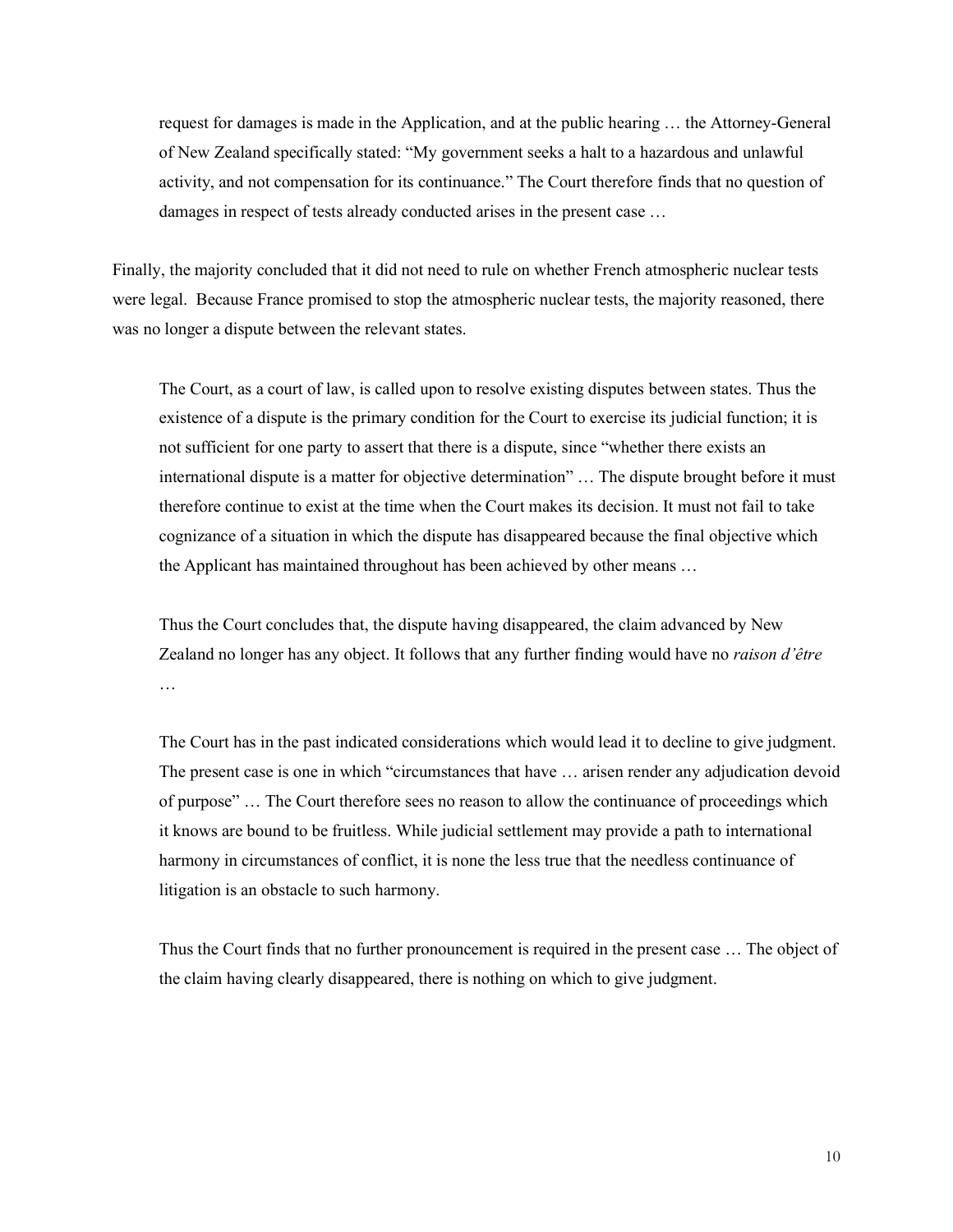> request for damages is made in the Application, and at the public hearing … the Attorney-General of New Zealand specifically stated: "My government seeks a halt to a hazardous and unlawful activity, and not compensation for its continuance." The Court therefore finds that no question of damages in respect of tests already conducted arises in the present case …

Finally, the majority concluded that it did not need to rule on whether French atmospheric nuclear tests were legal. Because France promised to stop the atmospheric nuclear tests, the majority reasoned, there was no longer a dispute between the relevant states.

> The Court, as a court of law, is called upon to resolve existing disputes between states. Thus the existence of a dispute is the primary condition for the Court to exercise its judicial function; it is not sufficient for one party to assert that there is a dispute, since "whether there exists an international dispute is a matter for objective determination" … The dispute brought before it must therefore continue to exist at the time when the Court makes its decision. It must not fail to take cognizance of a situation in which the dispute has disappeared because the final objective which the Applicant has maintained throughout has been achieved by other means …
>
> Thus the Court concludes that, the dispute having disappeared, the claim advanced by New Zealand no longer has any object. It follows that any further finding would have no *raison d'être* …
>
> The Court has in the past indicated considerations which would lead it to decline to give judgment. The present case is one in which "circumstances that have … arisen render any adjudication devoid of purpose" … The Court therefore sees no reason to allow the continuance of proceedings which it knows are bound to be fruitless. While judicial settlement may provide a path to international harmony in circumstances of conflict, it is none the less true that the needless continuance of litigation is an obstacle to such harmony.
>
> Thus the Court finds that no further pronouncement is required in the present case … The object of the claim having clearly disappeared, there is nothing on which to give judgment.